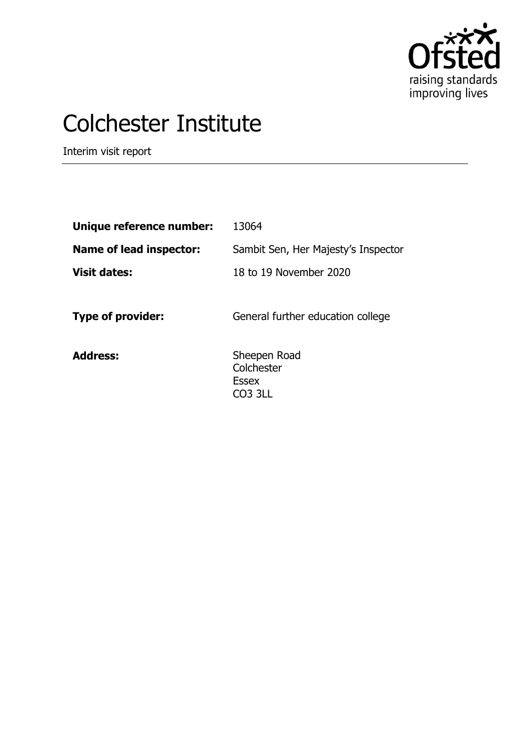# Colchester Institute

Interim visit report

| | |
|---|---|
| **Unique reference number:** | 13064 |
| **Name of lead inspector:** | Sambit Sen, Her Majesty's Inspector |
| **Visit dates:** | 18 to 19 November 2020 |
| **Type of provider:** | General further education college |
| **Address:** | Sheepen Road<br>Colchester<br>Essex<br>CO3 3LL |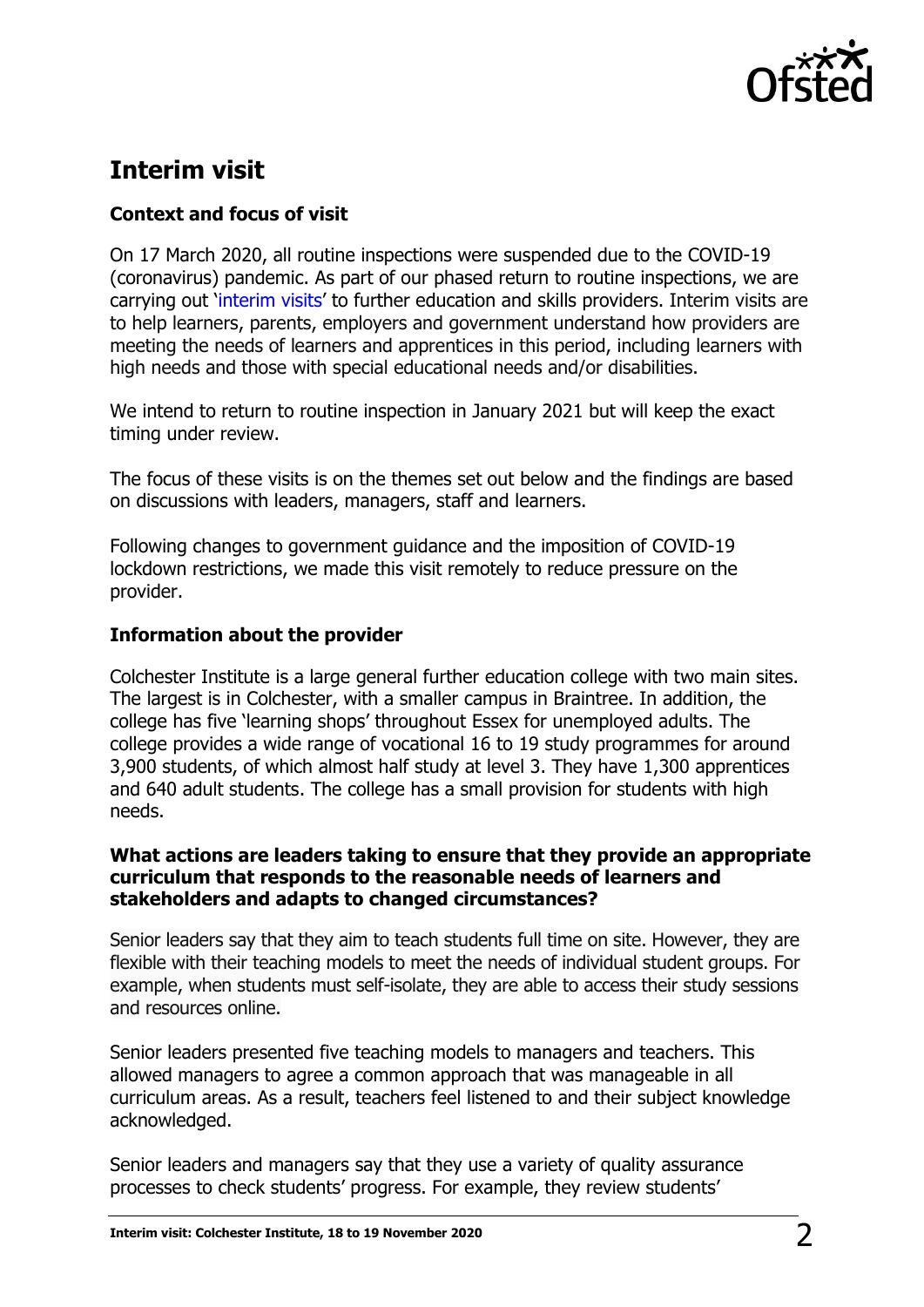## Interim visit

### Context and focus of visit

On 17 March 2020, all routine inspections were suspended due to the COVID-19 (coronavirus) pandemic. As part of our phased return to routine inspections, we are carrying out 'interim visits' to further education and skills providers. Interim visits are to help learners, parents, employers and government understand how providers are meeting the needs of learners and apprentices in this period, including learners with high needs and those with special educational needs and/or disabilities.

We intend to return to routine inspection in January 2021 but will keep the exact timing under review.

The focus of these visits is on the themes set out below and the findings are based on discussions with leaders, managers, staff and learners.

Following changes to government guidance and the imposition of COVID-19 lockdown restrictions, we made this visit remotely to reduce pressure on the provider.

### Information about the provider

Colchester Institute is a large general further education college with two main sites. The largest is in Colchester, with a smaller campus in Braintree. In addition, the college has five 'learning shops' throughout Essex for unemployed adults. The college provides a wide range of vocational 16 to 19 study programmes for around 3,900 students, of which almost half study at level 3. They have 1,300 apprentices and 640 adult students. The college has a small provision for students with high needs.

### What actions are leaders taking to ensure that they provide an appropriate curriculum that responds to the reasonable needs of learners and stakeholders and adapts to changed circumstances?

Senior leaders say that they aim to teach students full time on site. However, they are flexible with their teaching models to meet the needs of individual student groups. For example, when students must self-isolate, they are able to access their study sessions and resources online.

Senior leaders presented five teaching models to managers and teachers. This allowed managers to agree a common approach that was manageable in all curriculum areas. As a result, teachers feel listened to and their subject knowledge acknowledged.

Senior leaders and managers say that they use a variety of quality assurance processes to check students' progress. For example, they review students'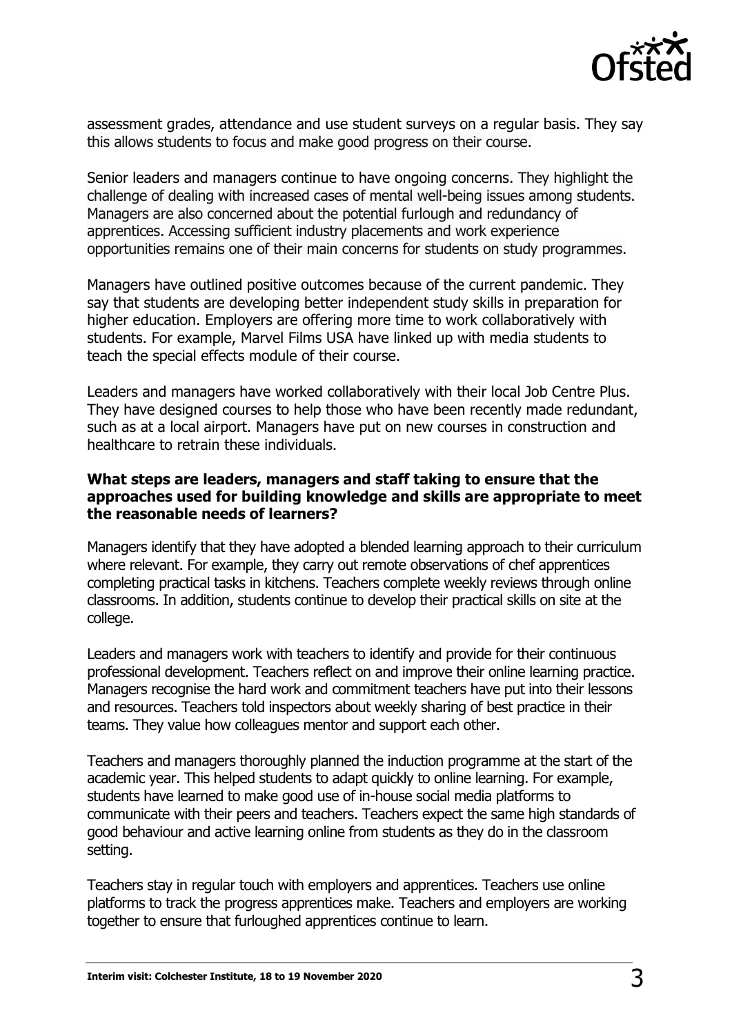assessment grades, attendance and use student surveys on a regular basis. They say this allows students to focus and make good progress on their course.

Senior leaders and managers continue to have ongoing concerns. They highlight the challenge of dealing with increased cases of mental well-being issues among students. Managers are also concerned about the potential furlough and redundancy of apprentices. Accessing sufficient industry placements and work experience opportunities remains one of their main concerns for students on study programmes.

Managers have outlined positive outcomes because of the current pandemic. They say that students are developing better independent study skills in preparation for higher education. Employers are offering more time to work collaboratively with students. For example, Marvel Films USA have linked up with media students to teach the special effects module of their course.

Leaders and managers have worked collaboratively with their local Job Centre Plus. They have designed courses to help those who have been recently made redundant, such as at a local airport. Managers have put on new courses in construction and healthcare to retrain these individuals.

**What steps are leaders, managers and staff taking to ensure that the approaches used for building knowledge and skills are appropriate to meet the reasonable needs of learners?**

Managers identify that they have adopted a blended learning approach to their curriculum where relevant. For example, they carry out remote observations of chef apprentices completing practical tasks in kitchens. Teachers complete weekly reviews through online classrooms. In addition, students continue to develop their practical skills on site at the college.

Leaders and managers work with teachers to identify and provide for their continuous professional development. Teachers reflect on and improve their online learning practice. Managers recognise the hard work and commitment teachers have put into their lessons and resources. Teachers told inspectors about weekly sharing of best practice in their teams. They value how colleagues mentor and support each other.

Teachers and managers thoroughly planned the induction programme at the start of the academic year. This helped students to adapt quickly to online learning. For example, students have learned to make good use of in-house social media platforms to communicate with their peers and teachers. Teachers expect the same high standards of good behaviour and active learning online from students as they do in the classroom setting.

Teachers stay in regular touch with employers and apprentices. Teachers use online platforms to track the progress apprentices make. Teachers and employers are working together to ensure that furloughed apprentices continue to learn.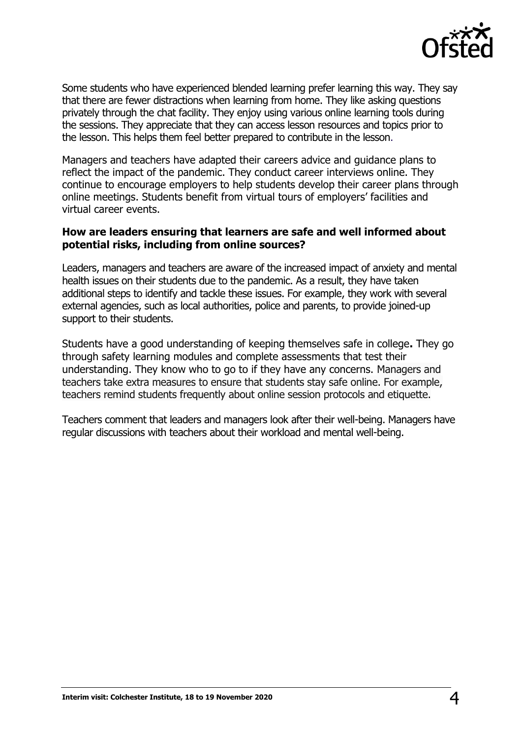Some students who have experienced blended learning prefer learning this way. They say that there are fewer distractions when learning from home. They like asking questions privately through the chat facility. They enjoy using various online learning tools during the sessions. They appreciate that they can access lesson resources and topics prior to the lesson. This helps them feel better prepared to contribute in the lesson.

Managers and teachers have adapted their careers advice and guidance plans to reflect the impact of the pandemic. They conduct career interviews online. They continue to encourage employers to help students develop their career plans through online meetings. Students benefit from virtual tours of employers' facilities and virtual career events.

**How are leaders ensuring that learners are safe and well informed about potential risks, including from online sources?**

Leaders, managers and teachers are aware of the increased impact of anxiety and mental health issues on their students due to the pandemic. As a result, they have taken additional steps to identify and tackle these issues. For example, they work with several external agencies, such as local authorities, police and parents, to provide joined-up support to their students.

Students have a good understanding of keeping themselves safe in college**.** They go through safety learning modules and complete assessments that test their understanding. They know who to go to if they have any concerns. Managers and teachers take extra measures to ensure that students stay safe online. For example, teachers remind students frequently about online session protocols and etiquette.

Teachers comment that leaders and managers look after their well-being. Managers have regular discussions with teachers about their workload and mental well-being.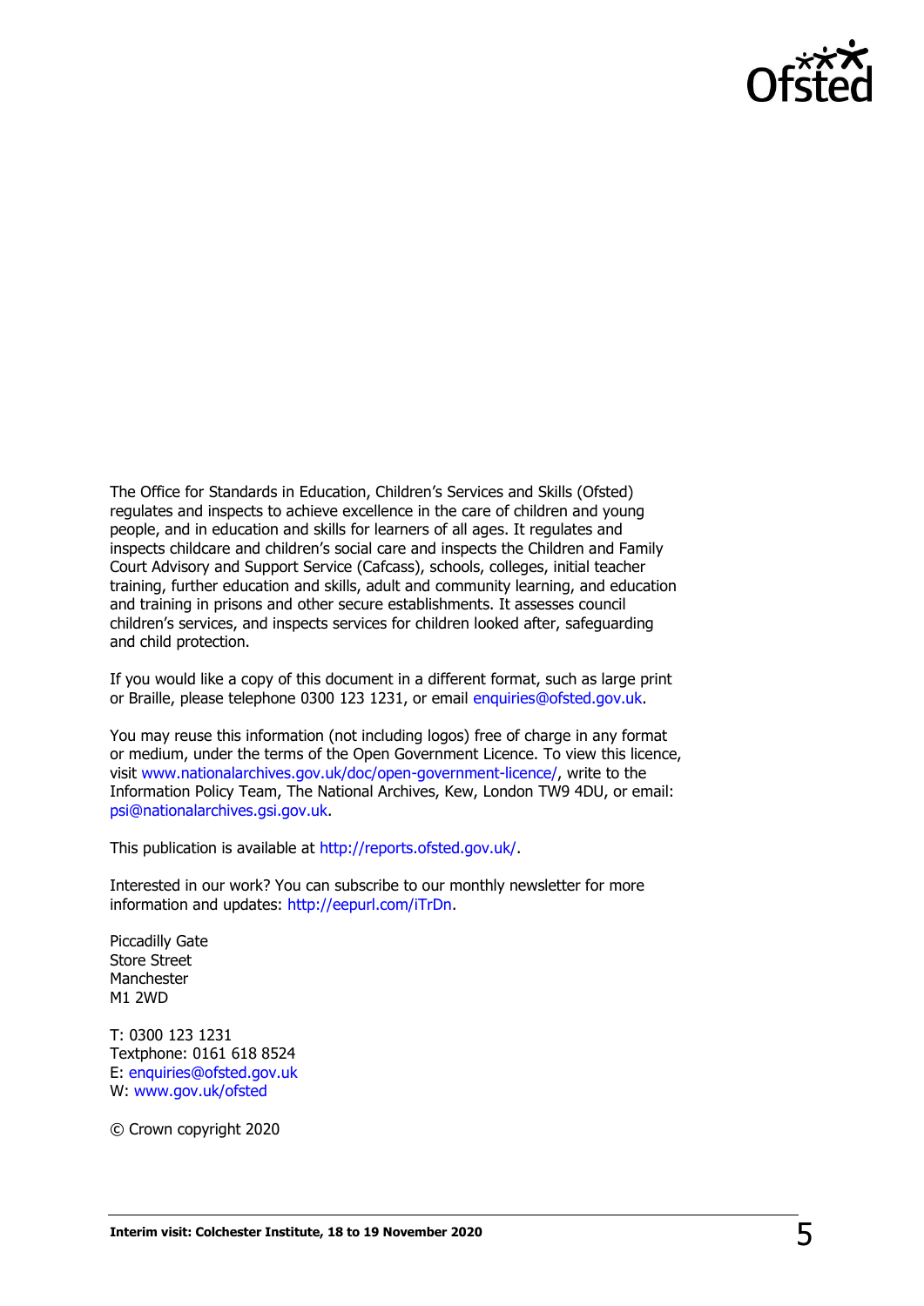The Office for Standards in Education, Children's Services and Skills (Ofsted) regulates and inspects to achieve excellence in the care of children and young people, and in education and skills for learners of all ages. It regulates and inspects childcare and children's social care and inspects the Children and Family Court Advisory and Support Service (Cafcass), schools, colleges, initial teacher training, further education and skills, adult and community learning, and education and training in prisons and other secure establishments. It assesses council children's services, and inspects services for children looked after, safeguarding and child protection.

If you would like a copy of this document in a different format, such as large print or Braille, please telephone 0300 123 1231, or email enquiries@ofsted.gov.uk.

You may reuse this information (not including logos) free of charge in any format or medium, under the terms of the Open Government Licence. To view this licence, visit www.nationalarchives.gov.uk/doc/open-government-licence/, write to the Information Policy Team, The National Archives, Kew, London TW9 4DU, or email: psi@nationalarchives.gsi.gov.uk.

This publication is available at http://reports.ofsted.gov.uk/.

Interested in our work? You can subscribe to our monthly newsletter for more information and updates: http://eepurl.com/iTrDn.

Piccadilly Gate
Store Street
Manchester
M1 2WD

T: 0300 123 1231
Textphone: 0161 618 8524
E: enquiries@ofsted.gov.uk
W: www.gov.uk/ofsted

© Crown copyright 2020